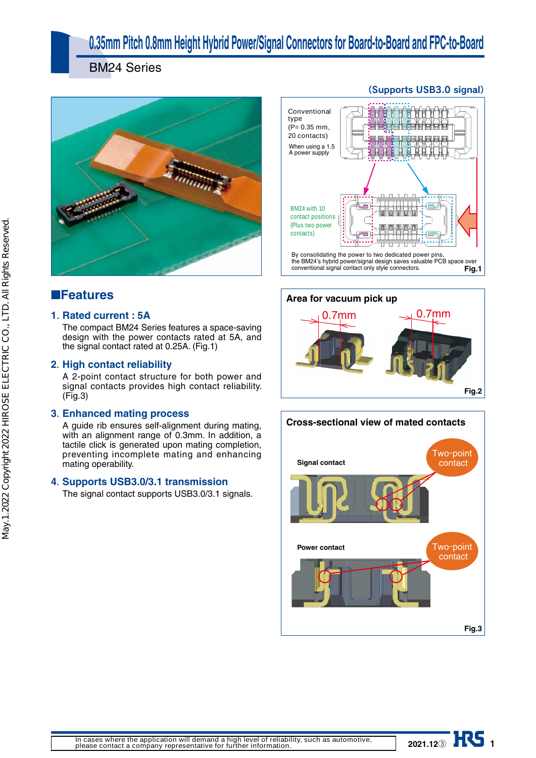# 0.35mm Pitch 0.8mm Height Hybrid Power/Signal Connectors for Board-to-Board and FPC-to-Board

## BM24 Series

(Supports USB3.0 signal)

Conventional type (P= 0.35 mm, 20 contacts)

When using a 1.5 A power supply

BM24 with 10 contact positions (Plus two power contacts)

By consolidating the power to two dedicated power pins, the BM24's hybrid power/signal design saves valuable PCB space over conventional signal contact only style connectors.

Fig.1

## ■Features

### 1. Rated current : 5A

The compact BM24 Series features a space-saving design with the power contacts rated at 5A, and the signal contact rated at 0.25A. (Fig.1)

### 2. High contact reliability

A 2-point contact structure for both power and signal contacts provides high contact reliability. (Fig.3)

### 3. Enhanced mating process

A guide rib ensures self-alignment during mating, with an alignment range of 0.3mm. In addition, a tactile click is generated upon mating completion, preventing incomplete mating and enhancing mating operability.

### 4. Supports USB3.0/3.1 transmission

The signal contact supports USB3.0/3.1 signals.

**Area for vacuum pick up**

0.7mm 0.7mm

Fig.2

**Cross-sectional view of mated contacts**

Signal contact — Two-point contact

Power contact — Two-point contact

Fig.3

In cases where the application will demand a high level of reliability, such as automotive, please contact a company representative for further information.

2021.12③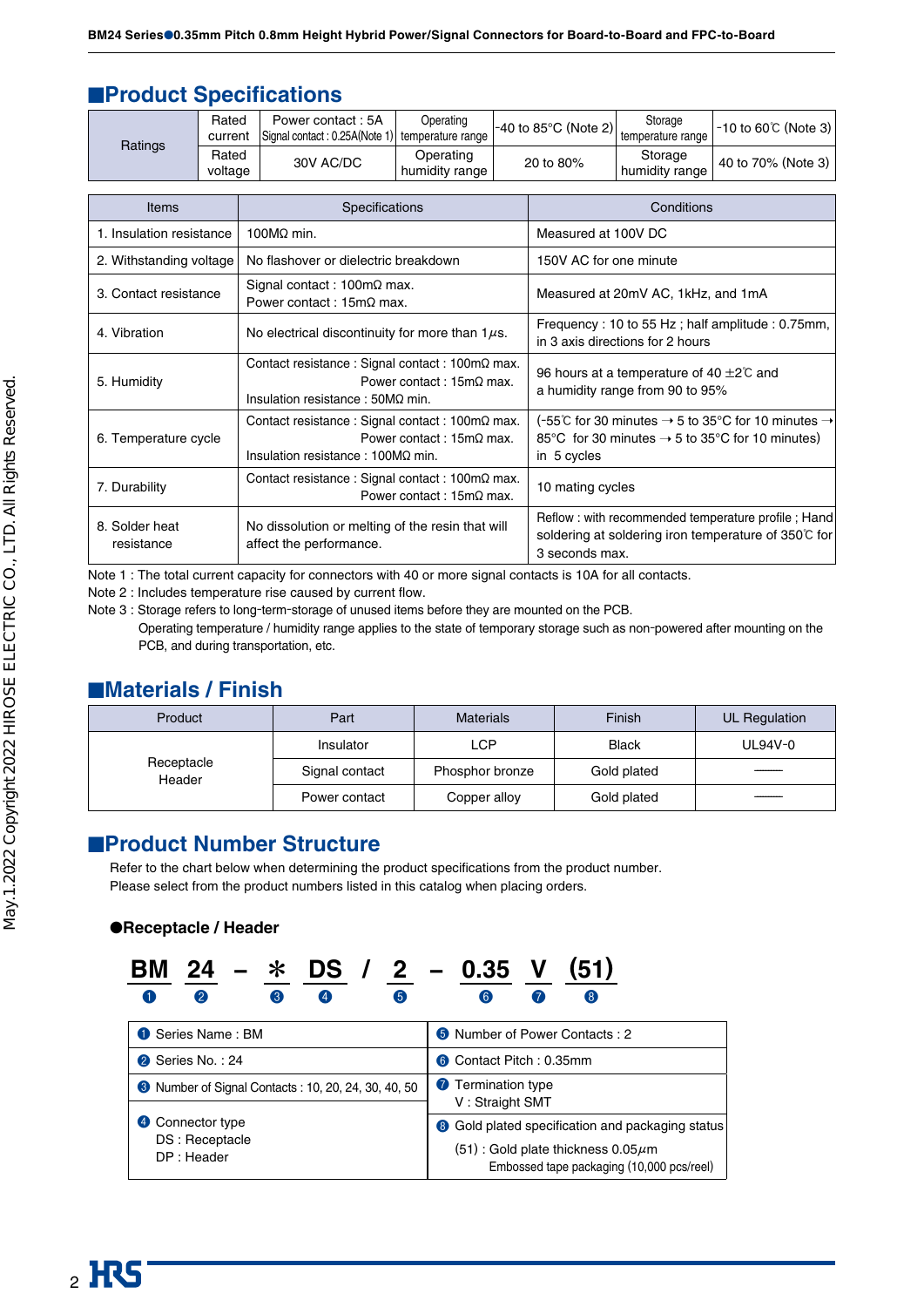## ■Product Specifications

| Ratings | Rated current | Power contact : 5A<br>Signal contact : 0.25A(Note 1) | Operating temperature range | -40 to 85°C (Note 2) | Storage temperature range | -10 to 60°C (Note 3) |
|---|---|---|---|---|---|---|
| | Rated voltage | 30V AC/DC | Operating humidity range | 20 to 80% | Storage humidity range | 40 to 70% (Note 3) |

| Items | Specifications | Conditions |
|---|---|---|
| 1. Insulation resistance | 100MΩ min. | Measured at 100V DC |
| 2. Withstanding voltage | No flashover or dielectric breakdown | 150V AC for one minute |
| 3. Contact resistance | Signal contact : 100mΩ max.<br>Power contact : 15mΩ max. | Measured at 20mV AC, 1kHz, and 1mA |
| 4. Vibration | No electrical discontinuity for more than 1μs. | Frequency : 10 to 55 Hz ; half amplitude : 0.75mm, in 3 axis directions for 2 hours |
| 5. Humidity | Contact resistance : Signal contact : 100mΩ max.<br>Power contact : 15mΩ max.<br>Insulation resistance : 50MΩ min. | 96 hours at a temperature of 40 ±2°C and a humidity range from 90 to 95% |
| 6. Temperature cycle | Contact resistance : Signal contact : 100mΩ max.<br>Power contact : 15mΩ max.<br>Insulation resistance : 100MΩ min. | (-55°C for 30 minutes → 5 to 35°C for 10 minutes → 85°C for 30 minutes → 5 to 35°C for 10 minutes) in 5 cycles |
| 7. Durability | Contact resistance : Signal contact : 100mΩ max.<br>Power contact : 15mΩ max. | 10 mating cycles |
| 8. Solder heat resistance | No dissolution or melting of the resin that will affect the performance. | Reflow : with recommended temperature profile ; Hand soldering at soldering iron temperature of 350°C for 3 seconds max. |

Note 1 : The total current capacity for connectors with 40 or more signal contacts is 10A for all contacts.
Note 2 : Includes temperature rise caused by current flow.
Note 3 : Storage refers to long-term-storage of unused items before they are mounted on the PCB.
Operating temperature / humidity range applies to the state of temporary storage such as non-powered after mounting on the PCB, and during transportation, etc.

## ■Materials / Finish

| Product | Part | Materials | Finish | UL Regulation |
|---|---|---|---|---|
| Receptacle<br>Header | Insulator | LCP | Black | UL94V-0 |
| | Signal contact | Phosphor bronze | Gold plated | —— |
| | Power contact | Copper alloy | Gold plated | —— |

## ■Product Number Structure

Refer to the chart below when determining the product specifications from the product number.
Please select from the product numbers listed in this catalog when placing orders.

### ●Receptacle / Header

**BM** (1) **24** (2) **–** **\*** (3) **DS** (4) **/** **2** (5) **–** **0.35** (6) **V** (7) **(51)** (8)

| | |
|---|---|
| ❶ Series Name : BM | ❺ Number of Power Contacts : 2 |
| ❷ Series No. : 24 | ❻ Contact Pitch : 0.35mm |
| ❸ Number of Signal Contacts : 10, 20, 24, 30, 40, 50 | ❼ Termination type<br>V : Straight SMT |
| ❹ Connector type<br>DS : Receptacle<br>DP : Header | ❽ Gold plated specification and packaging status<br>(51) : Gold plate thickness 0.05μm<br>Embossed tape packaging (10,000 pcs/reel) |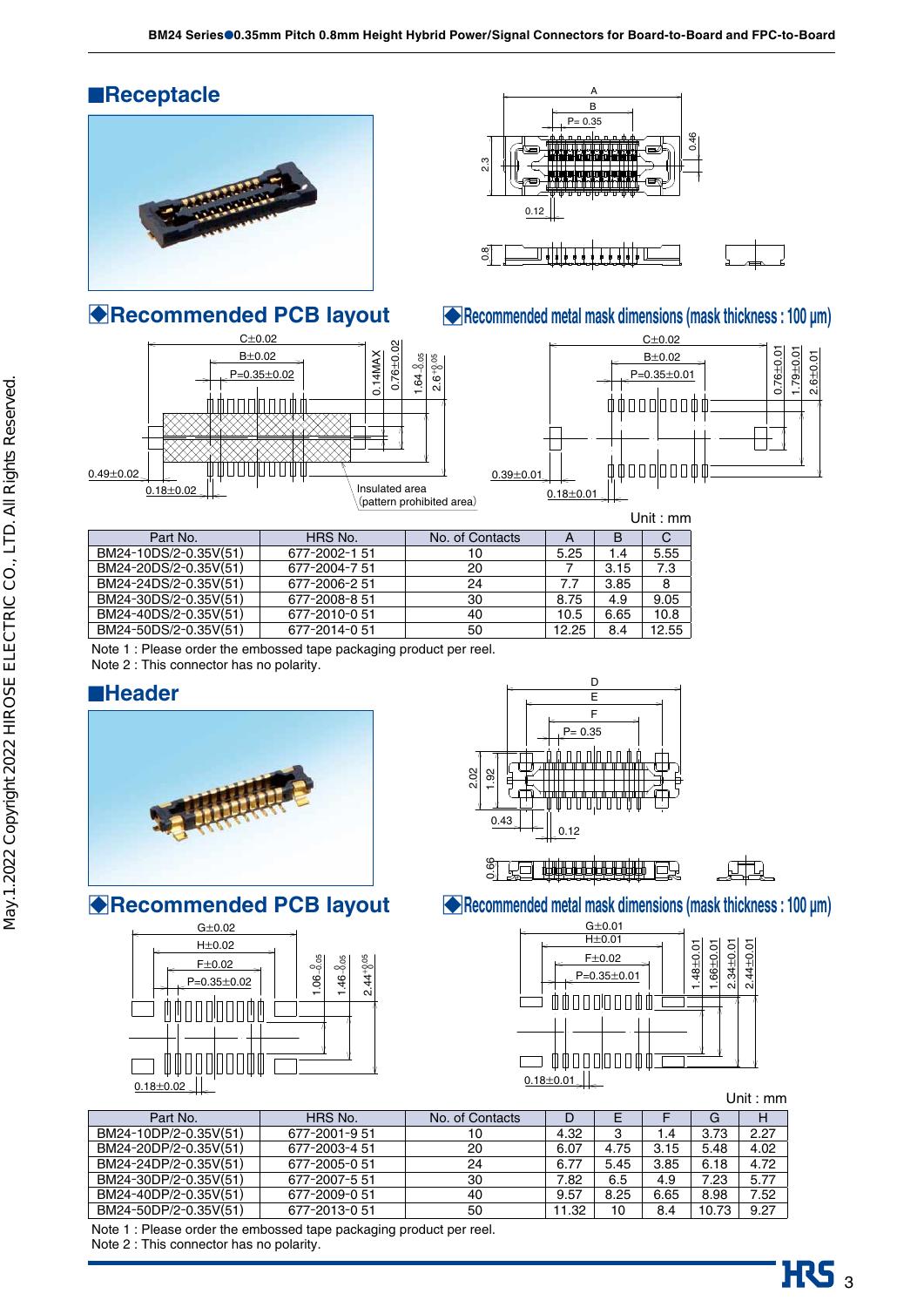## ■Receptacle

### ◆Recommended PCB layout

### ◆Recommended metal mask dimensions (mask thickness : 100 µm)

Unit : mm

| Part No. | HRS No. | No. of Contacts | A | B | C |
|---|---|---|---|---|---|
| BM24-10DS/2-0.35V(51) | 677-2002-1 51 | 10 | 5.25 | 1.4 | 5.55 |
| BM24-20DS/2-0.35V(51) | 677-2004-7 51 | 20 | 7 | 3.15 | 7.3 |
| BM24-24DS/2-0.35V(51) | 677-2006-2 51 | 24 | 7.7 | 3.85 | 8 |
| BM24-30DS/2-0.35V(51) | 677-2008-8 51 | 30 | 8.75 | 4.9 | 9.05 |
| BM24-40DS/2-0.35V(51) | 677-2010-0 51 | 40 | 10.5 | 6.65 | 10.8 |
| BM24-50DS/2-0.35V(51) | 677-2014-0 51 | 50 | 12.25 | 8.4 | 12.55 |

Note 1 : Please order the embossed tape packaging product per reel.
Note 2 : This connector has no polarity.

## ■Header

### ◆Recommended PCB layout

### ◆Recommended metal mask dimensions (mask thickness : 100 µm)

Unit : mm

| Part No. | HRS No. | No. of Contacts | D | E | F | G | H |
|---|---|---|---|---|---|---|---|
| BM24-10DP/2-0.35V(51) | 677-2001-9 51 | 10 | 4.32 | 3 | 1.4 | 3.73 | 2.27 |
| BM24-20DP/2-0.35V(51) | 677-2003-4 51 | 20 | 6.07 | 4.75 | 3.15 | 5.48 | 4.02 |
| BM24-24DP/2-0.35V(51) | 677-2005-0 51 | 24 | 6.77 | 5.45 | 3.85 | 6.18 | 4.72 |
| BM24-30DP/2-0.35V(51) | 677-2007-5 51 | 30 | 7.82 | 6.5 | 4.9 | 7.23 | 5.77 |
| BM24-40DP/2-0.35V(51) | 677-2009-0 51 | 40 | 9.57 | 8.25 | 6.65 | 8.98 | 7.52 |
| BM24-50DP/2-0.35V(51) | 677-2013-0 51 | 50 | 11.32 | 10 | 8.4 | 10.73 | 9.27 |

Note 1 : Please order the embossed tape packaging product per reel.
Note 2 : This connector has no polarity.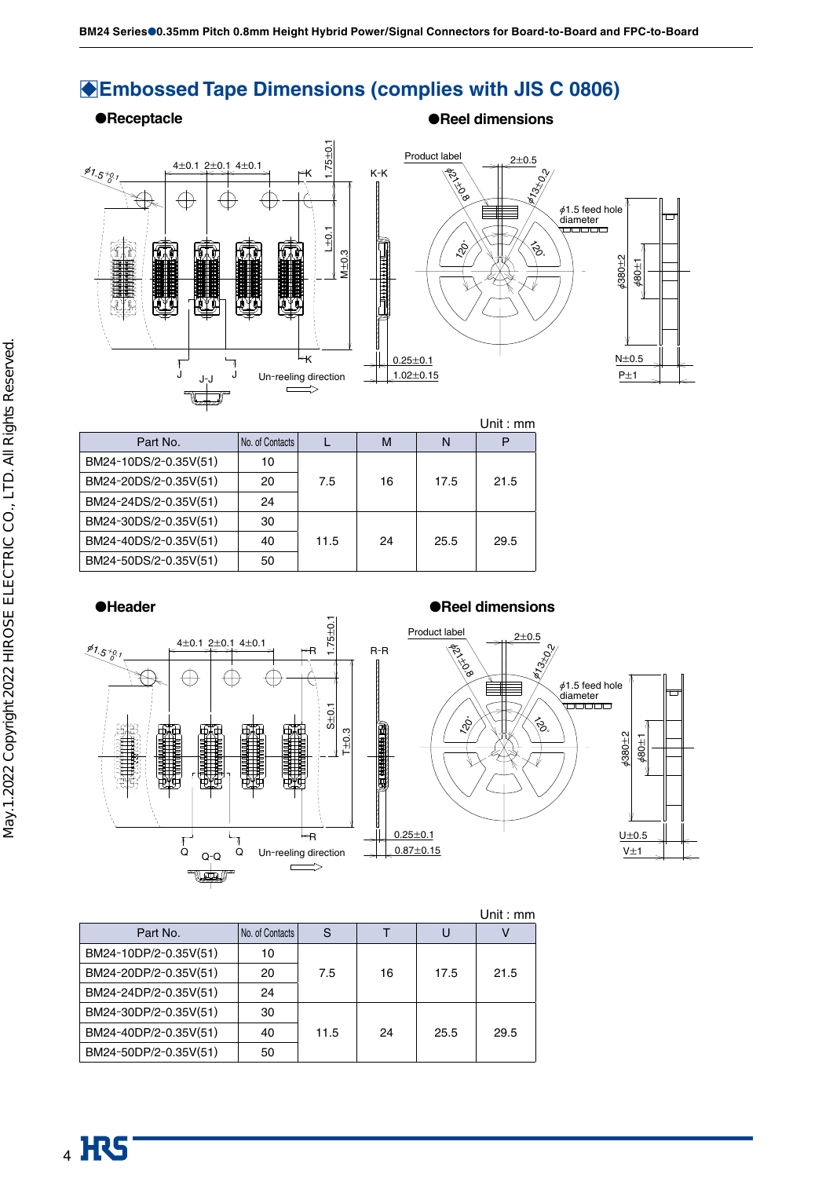## ◆Embossed Tape Dimensions (complies with JIS C 0806)

●Receptacle

●Reel dimensions

Unit : mm

| Part No. | No. of Contacts | L | M | N | P |
|---|---|---|---|---|---|
| BM24-10DS/2-0.35V(51) | 10 | 7.5 | 16 | 17.5 | 21.5 |
| BM24-20DS/2-0.35V(51) | 20 | | | | |
| BM24-24DS/2-0.35V(51) | 24 | | | | |
| BM24-30DS/2-0.35V(51) | 30 | 11.5 | 24 | 25.5 | 29.5 |
| BM24-40DS/2-0.35V(51) | 40 | | | | |
| BM24-50DS/2-0.35V(51) | 50 | | | | |

●Header

●Reel dimensions

Unit : mm

| Part No. | No. of Contacts | S | T | U | V |
|---|---|---|---|---|---|
| BM24-10DP/2-0.35V(51) | 10 | 7.5 | 16 | 17.5 | 21.5 |
| BM24-20DP/2-0.35V(51) | 20 | | | | |
| BM24-24DP/2-0.35V(51) | 24 | | | | |
| BM24-30DP/2-0.35V(51) | 30 | 11.5 | 24 | 25.5 | 29.5 |
| BM24-40DP/2-0.35V(51) | 40 | | | | |
| BM24-50DP/2-0.35V(51) | 50 | | | | |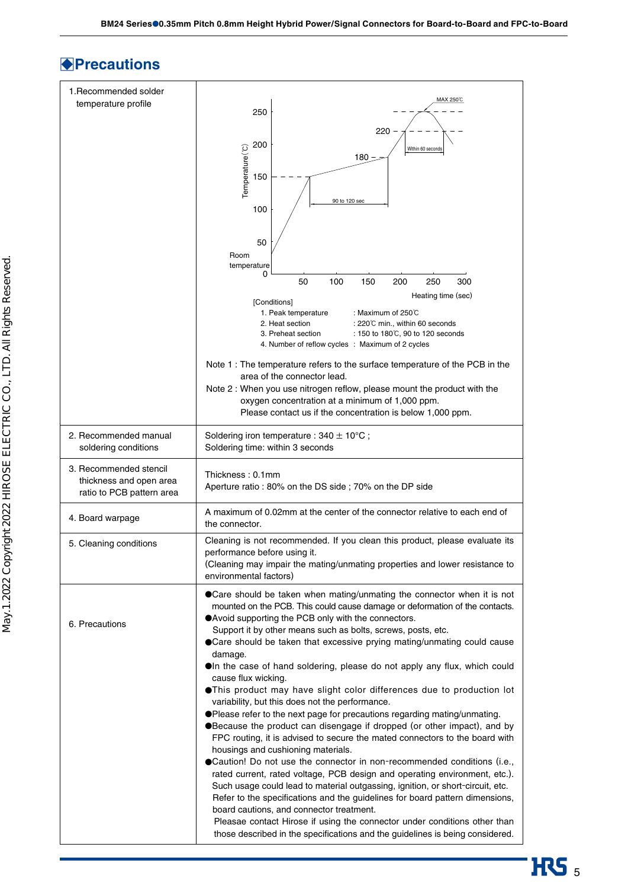## ◆Precautions

| | |
|---|---|
| 1.Recommended solder temperature profile | [Conditions]<br>1. Peak temperature : Maximum of 250℃<br>2. Heat section : 220℃ min., within 60 seconds<br>3. Preheat section : 150 to 180℃, 90 to 120 seconds<br>4. Number of reflow cycles : Maximum of 2 cycles<br><br>Note 1 : The temperature refers to the surface temperature of the PCB in the area of the connector lead.<br>Note 2 : When you use nitrogen reflow, please mount the product with the oxygen concentration at a minimum of 1,000 ppm.<br>Please contact us if the concentration is below 1,000 ppm. |
| 2. Recommended manual soldering conditions | Soldering iron temperature : 340 ± 10°C ;<br>Soldering time: within 3 seconds |
| 3. Recommended stencil thickness and open area ratio to PCB pattern area | Thickness : 0.1mm<br>Aperture ratio : 80% on the DS side ; 70% on the DP side |
| 4. Board warpage | A maximum of 0.02mm at the center of the connector relative to each end of the connector. |
| 5. Cleaning conditions | Cleaning is not recommended. If you clean this product, please evaluate its performance before using it.<br>(Cleaning may impair the mating/unmating properties and lower resistance to environmental factors) |
| 6. Precautions | ●Care should be taken when mating/unmating the connector when it is not mounted on the PCB. This could cause damage or deformation of the contacts.<br>●Avoid supporting the PCB only with the connectors.<br>Support it by other means such as bolts, screws, posts, etc.<br>●Care should be taken that excessive prying mating/unmating could cause damage.<br>●In the case of hand soldering, please do not apply any flux, which could cause flux wicking.<br>●This product may have slight color differences due to production lot variability, but this does not the performance.<br>●Please refer to the next page for precautions regarding mating/unmating.<br>●Because the product can disengage if dropped (or other impact), and by FPC routing, it is advised to secure the mated connectors to the board with housings and cushioning materials.<br>●Caution! Do not use the connector in non-recommended conditions (i.e., rated current, rated voltage, PCB design and operating environment, etc.). Such usage could lead to material outgassing, ignition, or short-circuit, etc. Refer to the specifications and the guidelines for board pattern dimensions, board cautions, and connector treatment.<br>Pleasae contact Hirose if using the connector under conditions other than those described in the specifications and the guidelines is being considered. |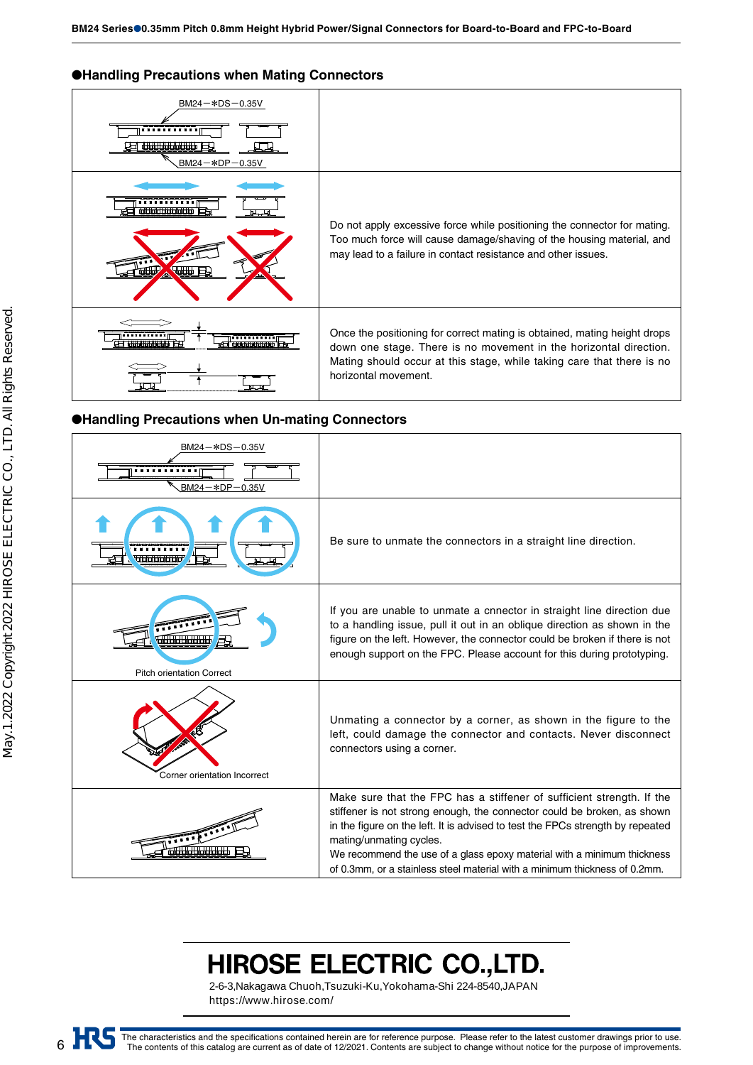## ●Handling Precautions when Mating Connectors

| | |
|---|---|
| BM24－*DS－0.35V<br>BM24－*DP－0.35V | |
| | Do not apply excessive force while positioning the connector for mating. Too much force will cause damage/shaving of the housing material, and may lead to a failure in contact resistance and other issues. |
| | Once the positioning for correct mating is obtained, mating height drops down one stage. There is no movement in the horizontal direction. Mating should occur at this stage, while taking care that there is no horizontal movement. |

## ●Handling Precautions when Un-mating Connectors

| | |
|---|---|
| BM24－*DS－0.35V<br>BM24－*DP－0.35V | |
| | Be sure to unmate the connectors in a straight line direction. |
| Pitch orientation Correct | If you are unable to unmate a cnnector in straight line direction due to a handling issue, pull it out in an oblique direction as shown in the figure on the left. However, the connector could be broken if there is not enough support on the FPC. Please account for this during prototyping. |
| Corner orientation Incorrect | Unmating a connector by a corner, as shown in the figure to the left, could damage the connector and contacts. Never disconnect connectors using a corner. |
| | Make sure that the FPC has a stiffener of sufficient strength. If the stiffener is not strong enough, the connector could be broken, as shown in the figure on the left. It is advised to test the FPCs strength by repeated mating/unmating cycles.<br>We recommend the use of a glass epoxy material with a minimum thickness of 0.3mm, or a stainless steel material with a minimum thickness of 0.2mm. |

# HIROSE ELECTRIC CO.,LTD.

2-6-3,Nakagawa Chuoh,Tsuzuki-Ku,Yokohama-Shi 224-8540,JAPAN
https://www.hirose.com/

May.1.2022 Copyright 2022 HIROSE ELECTRIC CO., LTD. All Rights Reserved.

The characteristics and the specifications contained herein are for reference purpose. Please refer to the latest customer drawings prior to use.
The contents of this catalog are current as of date of 12/2021. Contents are subject to change without notice for the purpose of improvements.